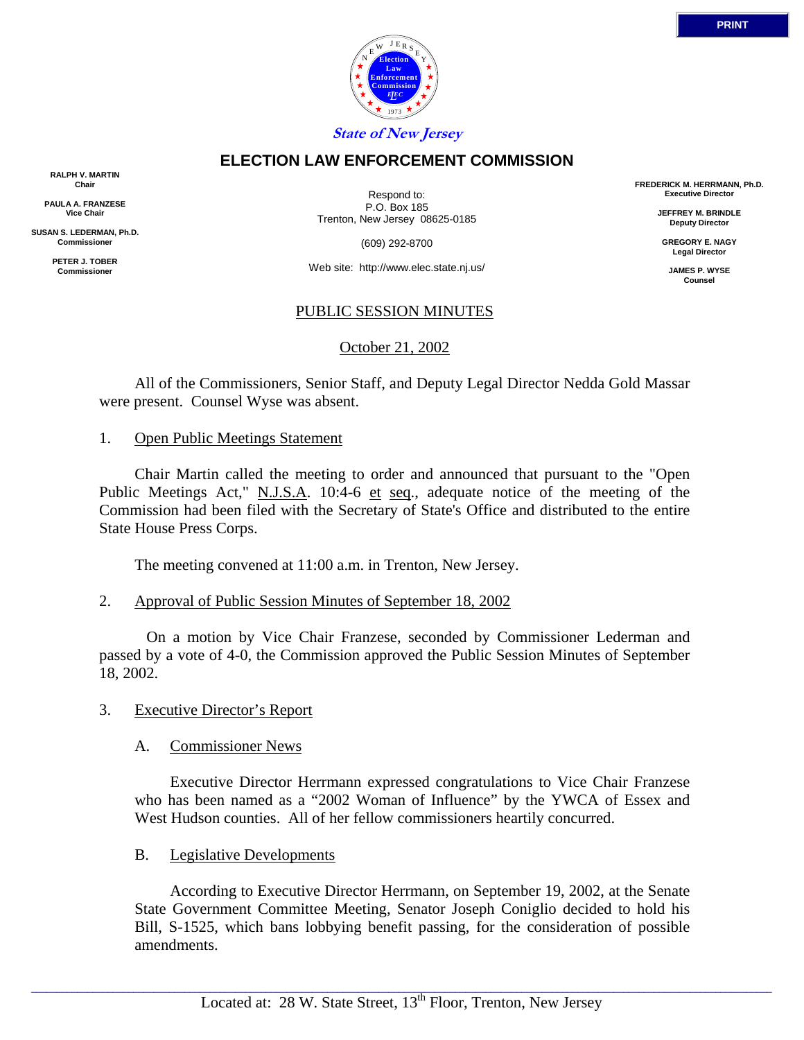State of New Jersey

# ELECTION LAW ENFORCEMENT COMMISSION

**RALPH V. MARTIN**
**Chair**

**PAULA A. FRANZESE**
**Vice Chair**

**SUSAN S. LEDERMAN, Ph.D.**
**Commissioner**

**PETER J. TOBER**
**Commissioner**

Respond to:
P.O. Box 185
Trenton, New Jersey 08625-0185

(609) 292-8700

Web site: http://www.elec.state.nj.us/

**FREDERICK M. HERRMANN, Ph.D.**
**Executive Director**

**JEFFREY M. BRINDLE**
**Deputy Director**

**GREGORY E. NAGY**
**Legal Director**

**JAMES P. WYSE**
**Counsel**

## PUBLIC SESSION MINUTES

October 21, 2002

All of the Commissioners, Senior Staff, and Deputy Legal Director Nedda Gold Massar were present. Counsel Wyse was absent.

1. Open Public Meetings Statement

Chair Martin called the meeting to order and announced that pursuant to the "Open Public Meetings Act," N.J.S.A. 10:4-6 et seq., adequate notice of the meeting of the Commission had been filed with the Secretary of State's Office and distributed to the entire State House Press Corps.

The meeting convened at 11:00 a.m. in Trenton, New Jersey.

2. Approval of Public Session Minutes of September 18, 2002

On a motion by Vice Chair Franzese, seconded by Commissioner Lederman and passed by a vote of 4-0, the Commission approved the Public Session Minutes of September 18, 2002.

3. Executive Director's Report

A. Commissioner News

Executive Director Herrmann expressed congratulations to Vice Chair Franzese who has been named as a "2002 Woman of Influence" by the YWCA of Essex and West Hudson counties. All of her fellow commissioners heartily concurred.

B. Legislative Developments

According to Executive Director Herrmann, on September 19, 2002, at the Senate State Government Committee Meeting, Senator Joseph Coniglio decided to hold his Bill, S-1525, which bans lobbying benefit passing, for the consideration of possible amendments.

Located at: 28 W. State Street, 13th Floor, Trenton, New Jersey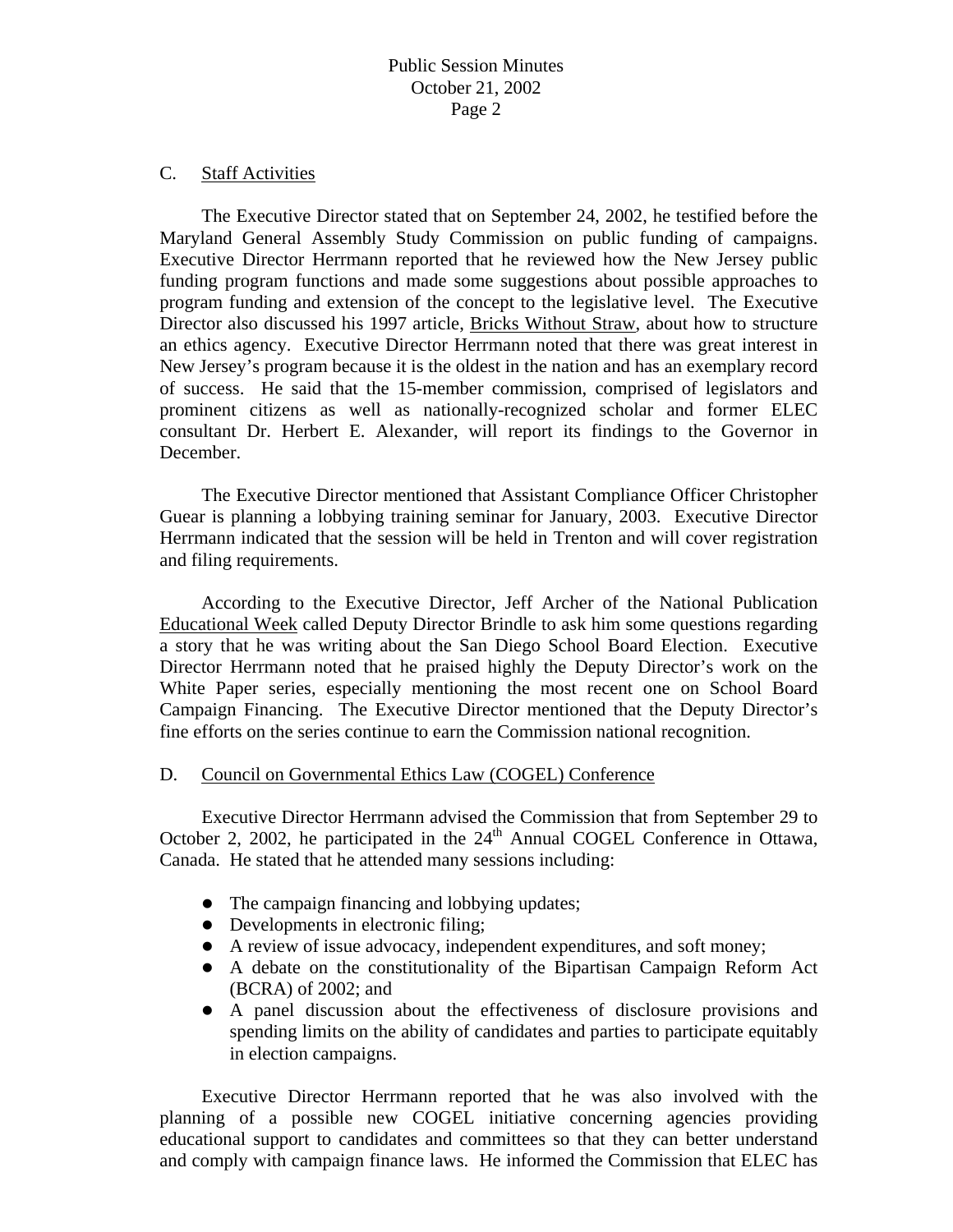## C. Staff Activities

The Executive Director stated that on September 24, 2002, he testified before the Maryland General Assembly Study Commission on public funding of campaigns. Executive Director Herrmann reported that he reviewed how the New Jersey public funding program functions and made some suggestions about possible approaches to program funding and extension of the concept to the legislative level. The Executive Director also discussed his 1997 article, Bricks Without Straw, about how to structure an ethics agency. Executive Director Herrmann noted that there was great interest in New Jersey's program because it is the oldest in the nation and has an exemplary record of success. He said that the 15-member commission, comprised of legislators and prominent citizens as well as nationally-recognized scholar and former ELEC consultant Dr. Herbert E. Alexander, will report its findings to the Governor in December.

The Executive Director mentioned that Assistant Compliance Officer Christopher Guear is planning a lobbying training seminar for January, 2003. Executive Director Herrmann indicated that the session will be held in Trenton and will cover registration and filing requirements.

According to the Executive Director, Jeff Archer of the National Publication Educational Week called Deputy Director Brindle to ask him some questions regarding a story that he was writing about the San Diego School Board Election. Executive Director Herrmann noted that he praised highly the Deputy Director's work on the White Paper series, especially mentioning the most recent one on School Board Campaign Financing. The Executive Director mentioned that the Deputy Director's fine efforts on the series continue to earn the Commission national recognition.

## D. Council on Governmental Ethics Law (COGEL) Conference

Executive Director Herrmann advised the Commission that from September 29 to October 2, 2002, he participated in the 24th Annual COGEL Conference in Ottawa, Canada. He stated that he attended many sessions including:

- The campaign financing and lobbying updates;
- Developments in electronic filing;
- A review of issue advocacy, independent expenditures, and soft money;
- A debate on the constitutionality of the Bipartisan Campaign Reform Act (BCRA) of 2002; and
- A panel discussion about the effectiveness of disclosure provisions and spending limits on the ability of candidates and parties to participate equitably in election campaigns.

Executive Director Herrmann reported that he was also involved with the planning of a possible new COGEL initiative concerning agencies providing educational support to candidates and committees so that they can better understand and comply with campaign finance laws. He informed the Commission that ELEC has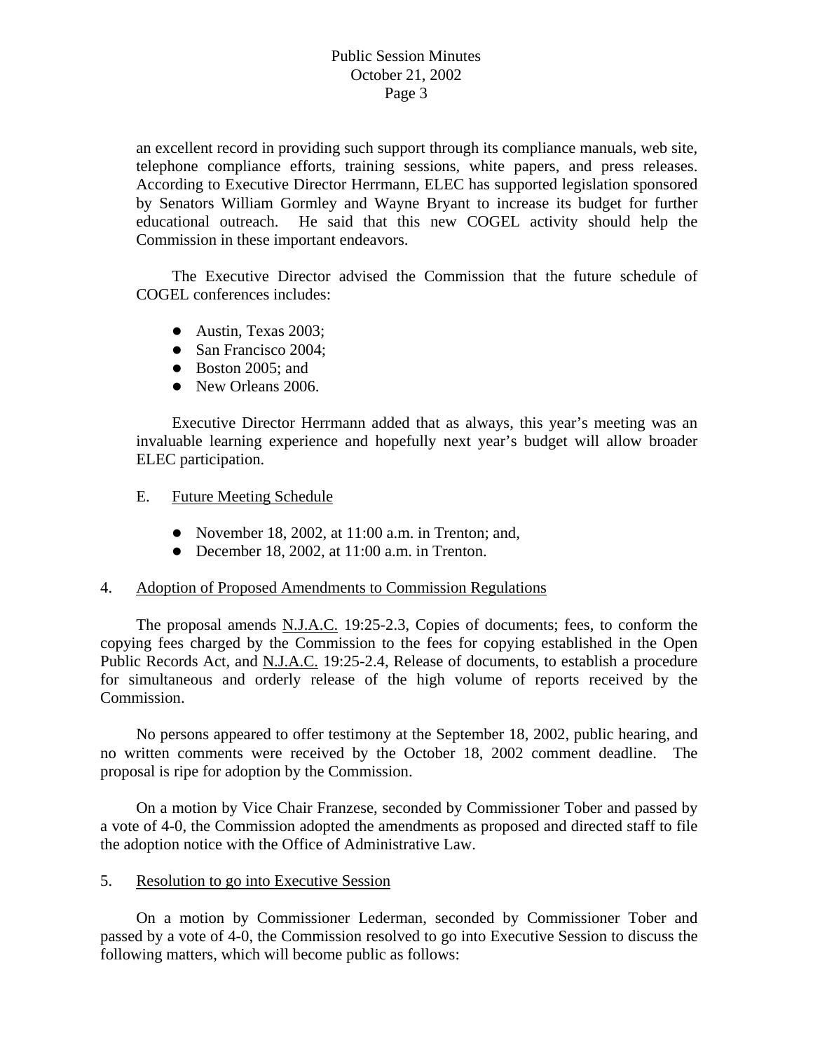an excellent record in providing such support through its compliance manuals, web site, telephone compliance efforts, training sessions, white papers, and press releases. According to Executive Director Herrmann, ELEC has supported legislation sponsored by Senators William Gormley and Wayne Bryant to increase its budget for further educational outreach. He said that this new COGEL activity should help the Commission in these important endeavors.

The Executive Director advised the Commission that the future schedule of COGEL conferences includes:

- Austin, Texas 2003;
- San Francisco 2004;
- Boston 2005; and
- New Orleans 2006.

Executive Director Herrmann added that as always, this year's meeting was an invaluable learning experience and hopefully next year's budget will allow broader ELEC participation.

E. Future Meeting Schedule

- November 18, 2002, at 11:00 a.m. in Trenton; and,
- December 18, 2002, at 11:00 a.m. in Trenton.

4. Adoption of Proposed Amendments to Commission Regulations

The proposal amends N.J.A.C. 19:25-2.3, Copies of documents; fees, to conform the copying fees charged by the Commission to the fees for copying established in the Open Public Records Act, and N.J.A.C. 19:25-2.4, Release of documents, to establish a procedure for simultaneous and orderly release of the high volume of reports received by the Commission.

No persons appeared to offer testimony at the September 18, 2002, public hearing, and no written comments were received by the October 18, 2002 comment deadline. The proposal is ripe for adoption by the Commission.

On a motion by Vice Chair Franzese, seconded by Commissioner Tober and passed by a vote of 4-0, the Commission adopted the amendments as proposed and directed staff to file the adoption notice with the Office of Administrative Law.

5. Resolution to go into Executive Session

On a motion by Commissioner Lederman, seconded by Commissioner Tober and passed by a vote of 4-0, the Commission resolved to go into Executive Session to discuss the following matters, which will become public as follows: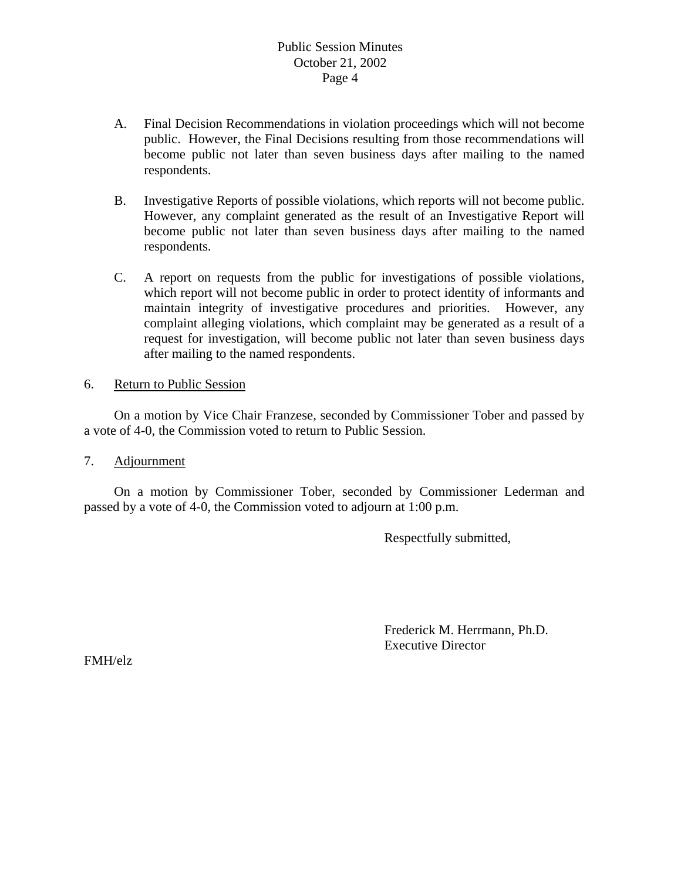A. Final Decision Recommendations in violation proceedings which will not become public. However, the Final Decisions resulting from those recommendations will become public not later than seven business days after mailing to the named respondents.

B. Investigative Reports of possible violations, which reports will not become public. However, any complaint generated as the result of an Investigative Report will become public not later than seven business days after mailing to the named respondents.

C. A report on requests from the public for investigations of possible violations, which report will not become public in order to protect identity of informants and maintain integrity of investigative procedures and priorities. However, any complaint alleging violations, which complaint may be generated as a result of a request for investigation, will become public not later than seven business days after mailing to the named respondents.

6. Return to Public Session

On a motion by Vice Chair Franzese, seconded by Commissioner Tober and passed by a vote of 4-0, the Commission voted to return to Public Session.

7. Adjournment

On a motion by Commissioner Tober, seconded by Commissioner Lederman and passed by a vote of 4-0, the Commission voted to adjourn at 1:00 p.m.

Respectfully submitted,

Frederick M. Herrmann, Ph.D.
Executive Director

FMH/elz